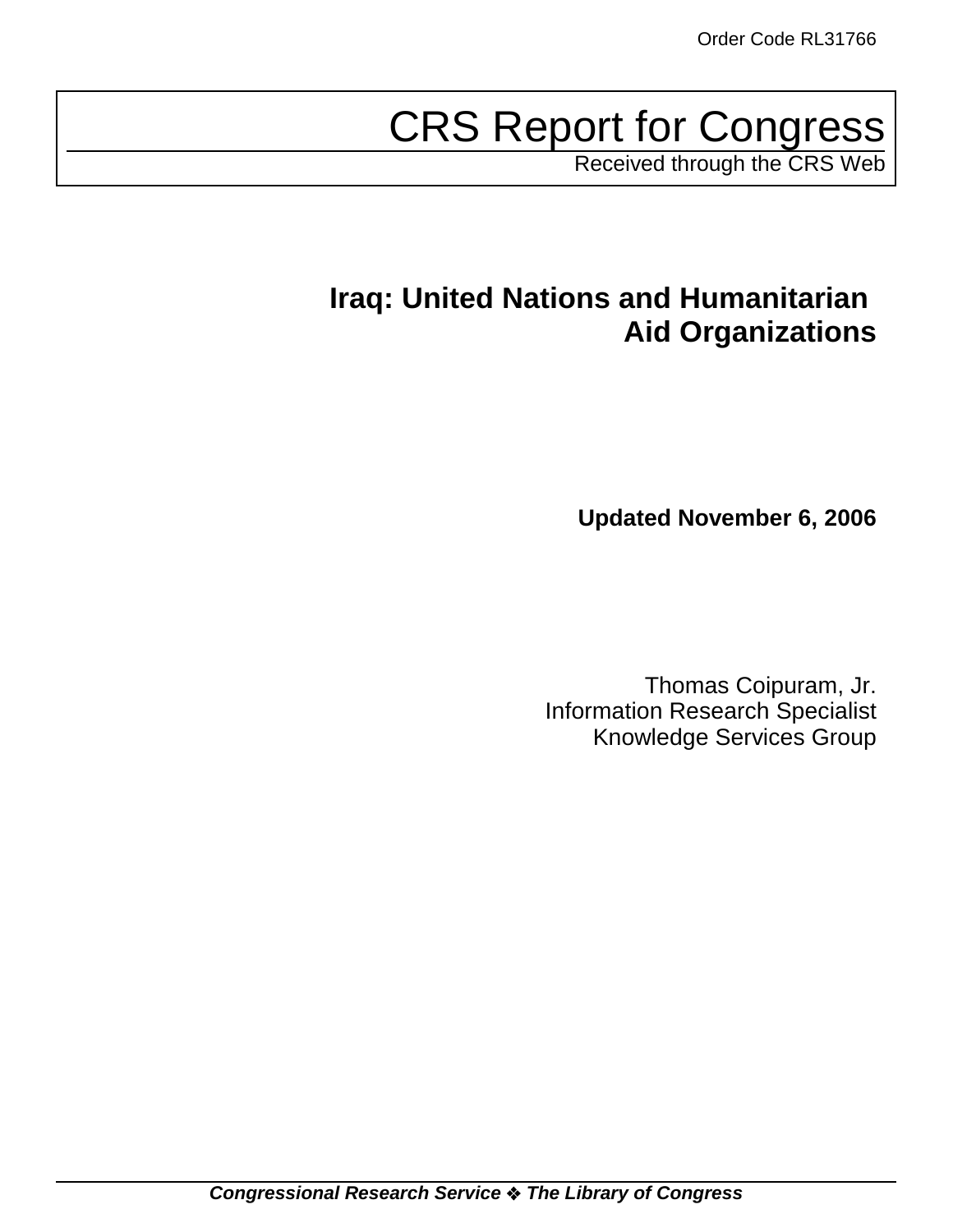Order Code RL31766

# CRS Report for Congress

Received through the CRS Web

## Iraq: United Nations and Humanitarian Aid Organizations

**Updated November 6, 2006**

Thomas Coipuram, Jr.
Information Research Specialist
Knowledge Services Group

***Congressional Research Service ❖ The Library of Congress***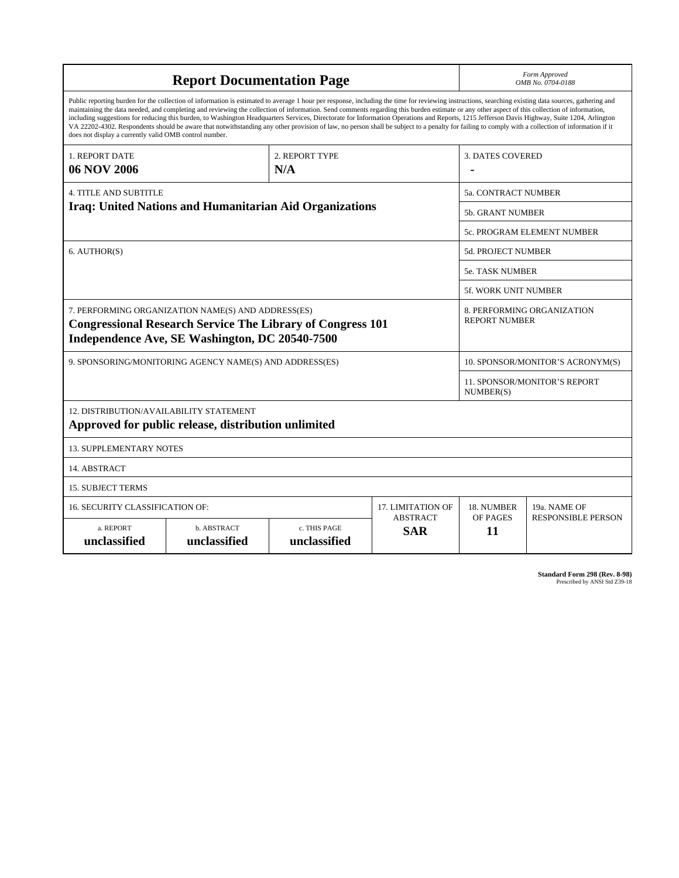# Report Documentation Page

*Form Approved*
*OMB No. 0704-0188*

Public reporting burden for the collection of information is estimated to average 1 hour per response, including the time for reviewing instructions, searching existing data sources, gathering and maintaining the data needed, and completing and reviewing the collection of information. Send comments regarding this burden estimate or any other aspect of this collection of information, including suggestions for reducing this burden, to Washington Headquarters Services, Directorate for Information Operations and Reports, 1215 Jefferson Davis Highway, Suite 1204, Arlington VA 22202-4302. Respondents should be aware that notwithstanding any other provision of law, no person shall be subject to a penalty for failing to comply with a collection of information if it does not display a currently valid OMB control number.

| 1. REPORT DATE | 2. REPORT TYPE | 3. DATES COVERED |
|---|---|---|
| **06 NOV 2006** | **N/A** | **-** |

| 4. TITLE AND SUBTITLE | |
|---|---|
| **Iraq: United Nations and Humanitarian Aid Organizations** | 5a. CONTRACT NUMBER |
| | 5b. GRANT NUMBER |
| | 5c. PROGRAM ELEMENT NUMBER |
| 6. AUTHOR(S) | 5d. PROJECT NUMBER |
| | 5e. TASK NUMBER |
| | 5f. WORK UNIT NUMBER |
| 7. PERFORMING ORGANIZATION NAME(S) AND ADDRESS(ES) **Congressional Research Service The Library of Congress 101 Independence Ave, SE Washington, DC 20540-7500** | 8. PERFORMING ORGANIZATION REPORT NUMBER |
| 9. SPONSORING/MONITORING AGENCY NAME(S) AND ADDRESS(ES) | 10. SPONSOR/MONITOR'S ACRONYM(S) |
| | 11. SPONSOR/MONITOR'S REPORT NUMBER(S) |

12. DISTRIBUTION/AVAILABILITY STATEMENT
**Approved for public release, distribution unlimited**

13. SUPPLEMENTARY NOTES

14. ABSTRACT

15. SUBJECT TERMS

| 16. SECURITY CLASSIFICATION OF: | | | 17. LIMITATION OF ABSTRACT | 18. NUMBER OF PAGES | 19a. NAME OF RESPONSIBLE PERSON |
|---|---|---|---|---|---|
| a. REPORT | b. ABSTRACT | c. THIS PAGE | | | |
| **unclassified** | **unclassified** | **unclassified** | **SAR** | **11** | |

**Standard Form 298 (Rev. 8-98)**
Prescribed by ANSI Std Z39-18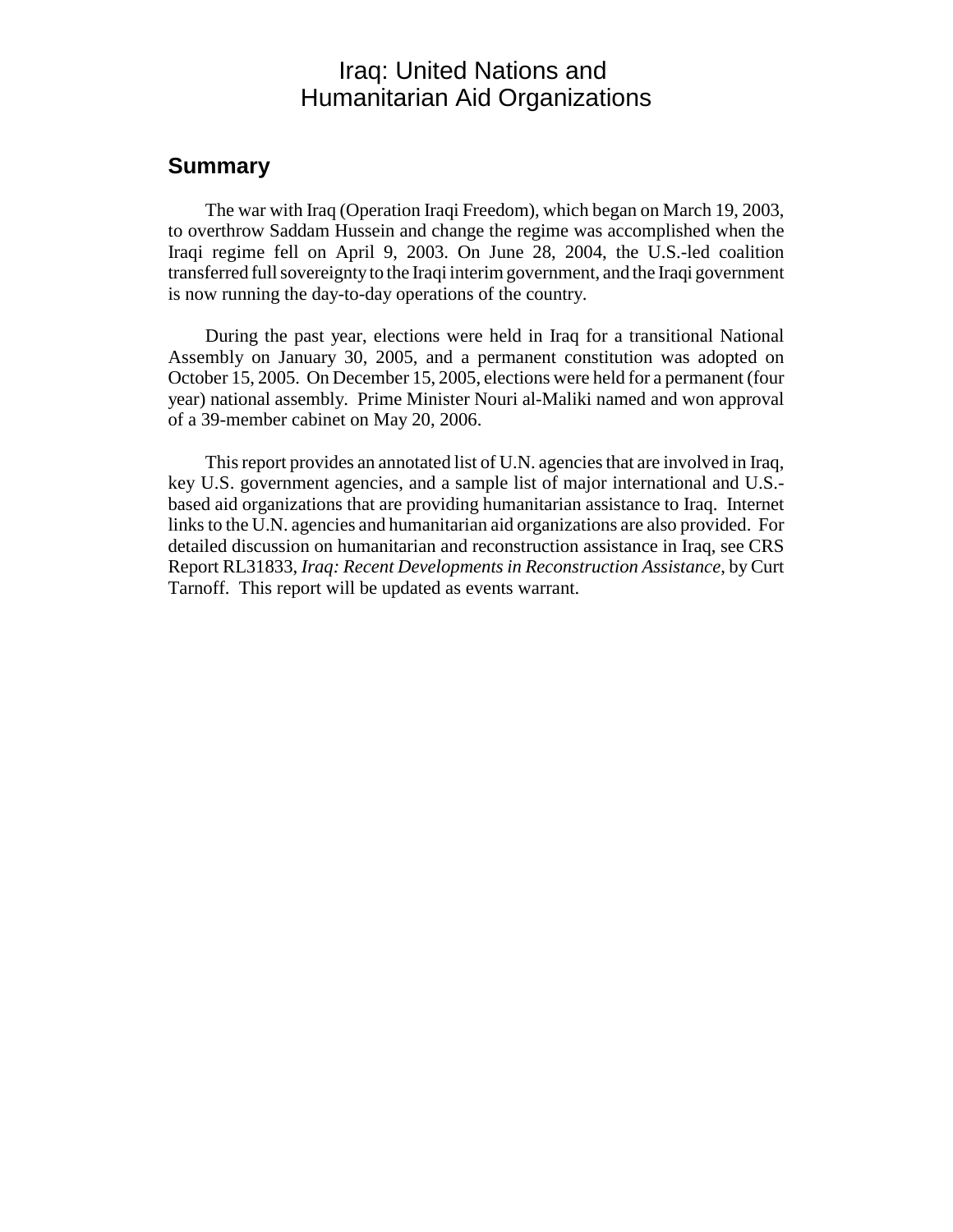# Iraq: United Nations and Humanitarian Aid Organizations

## Summary

The war with Iraq (Operation Iraqi Freedom), which began on March 19, 2003, to overthrow Saddam Hussein and change the regime was accomplished when the Iraqi regime fell on April 9, 2003. On June 28, 2004, the U.S.-led coalition transferred full sovereignty to the Iraqi interim government, and the Iraqi government is now running the day-to-day operations of the country.

During the past year, elections were held in Iraq for a transitional National Assembly on January 30, 2005, and a permanent constitution was adopted on October 15, 2005. On December 15, 2005, elections were held for a permanent (four year) national assembly. Prime Minister Nouri al-Maliki named and won approval of a 39-member cabinet on May 20, 2006.

This report provides an annotated list of U.N. agencies that are involved in Iraq, key U.S. government agencies, and a sample list of major international and U.S.-based aid organizations that are providing humanitarian assistance to Iraq. Internet links to the U.N. agencies and humanitarian aid organizations are also provided. For detailed discussion on humanitarian and reconstruction assistance in Iraq, see CRS Report RL31833, *Iraq: Recent Developments in Reconstruction Assistance*, by Curt Tarnoff. This report will be updated as events warrant.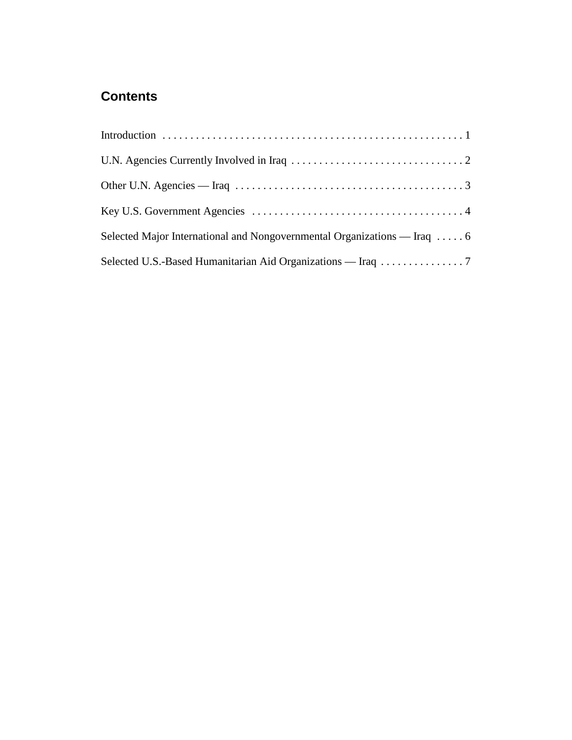## Contents

Introduction . . . . . . . . . . . . . . . . . . . . . . . . . . . . . . . . . . . . . . . . . . . . . . . . . . . . . 1

U.N. Agencies Currently Involved in Iraq . . . . . . . . . . . . . . . . . . . . . . . . . . . . . . . 2

Other U.N. Agencies — Iraq . . . . . . . . . . . . . . . . . . . . . . . . . . . . . . . . . . . . . . . . . 3

Key U.S. Government Agencies . . . . . . . . . . . . . . . . . . . . . . . . . . . . . . . . . . . . . . 4

Selected Major International and Nongovernmental Organizations — Iraq . . . . . 6

Selected U.S.-Based Humanitarian Aid Organizations — Iraq . . . . . . . . . . . . . . . 7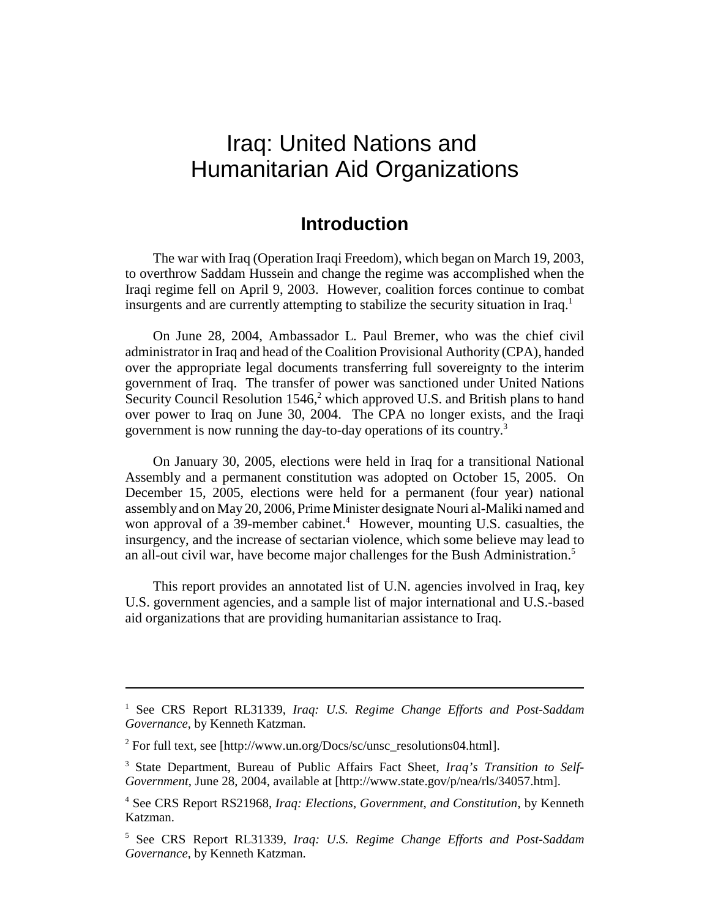# Iraq: United Nations and Humanitarian Aid Organizations

## Introduction

The war with Iraq (Operation Iraqi Freedom), which began on March 19, 2003, to overthrow Saddam Hussein and change the regime was accomplished when the Iraqi regime fell on April 9, 2003. However, coalition forces continue to combat insurgents and are currently attempting to stabilize the security situation in Iraq.[1]

On June 28, 2004, Ambassador L. Paul Bremer, who was the chief civil administrator in Iraq and head of the Coalition Provisional Authority (CPA), handed over the appropriate legal documents transferring full sovereignty to the interim government of Iraq. The transfer of power was sanctioned under United Nations Security Council Resolution 1546,[2] which approved U.S. and British plans to hand over power to Iraq on June 30, 2004. The CPA no longer exists, and the Iraqi government is now running the day-to-day operations of its country.[3]

On January 30, 2005, elections were held in Iraq for a transitional National Assembly and a permanent constitution was adopted on October 15, 2005. On December 15, 2005, elections were held for a permanent (four year) national assembly and on May 20, 2006, Prime Minister designate Nouri al-Maliki named and won approval of a 39-member cabinet.[4] However, mounting U.S. casualties, the insurgency, and the increase of sectarian violence, which some believe may lead to an all-out civil war, have become major challenges for the Bush Administration.[5]

This report provides an annotated list of U.N. agencies involved in Iraq, key U.S. government agencies, and a sample list of major international and U.S.-based aid organizations that are providing humanitarian assistance to Iraq.

---

[1] See CRS Report RL31339, *Iraq: U.S. Regime Change Efforts and Post-Saddam Governance*, by Kenneth Katzman.

[2] For full text, see [http://www.un.org/Docs/sc/unsc_resolutions04.html].

[3] State Department, Bureau of Public Affairs Fact Sheet, *Iraq's Transition to Self-Government*, June 28, 2004, available at [http://www.state.gov/p/nea/rls/34057.htm].

[4] See CRS Report RS21968, *Iraq: Elections, Government, and Constitution*, by Kenneth Katzman.

[5] See CRS Report RL31339, *Iraq: U.S. Regime Change Efforts and Post-Saddam Governance*, by Kenneth Katzman.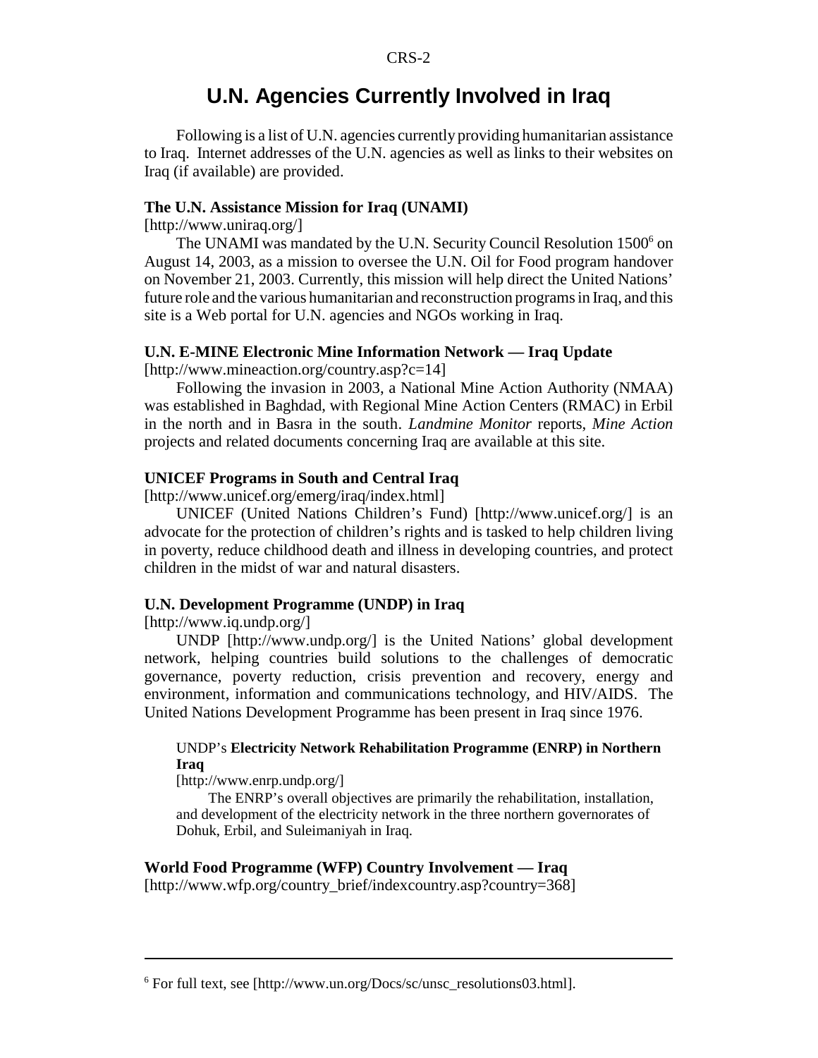## U.N. Agencies Currently Involved in Iraq

Following is a list of U.N. agencies currently providing humanitarian assistance to Iraq. Internet addresses of the U.N. agencies as well as links to their websites on Iraq (if available) are provided.

**The U.N. Assistance Mission for Iraq (UNAMI)**
[http://www.uniraq.org/]

The UNAMI was mandated by the U.N. Security Council Resolution 1500[6] on August 14, 2003, as a mission to oversee the U.N. Oil for Food program handover on November 21, 2003. Currently, this mission will help direct the United Nations' future role and the various humanitarian and reconstruction programs in Iraq, and this site is a Web portal for U.N. agencies and NGOs working in Iraq.

**U.N. E-MINE Electronic Mine Information Network — Iraq Update**
[http://www.mineaction.org/country.asp?c=14]

Following the invasion in 2003, a National Mine Action Authority (NMAA) was established in Baghdad, with Regional Mine Action Centers (RMAC) in Erbil in the north and in Basra in the south. *Landmine Monitor* reports, *Mine Action* projects and related documents concerning Iraq are available at this site.

**UNICEF Programs in South and Central Iraq**
[http://www.unicef.org/emerg/iraq/index.html]

UNICEF (United Nations Children's Fund) [http://www.unicef.org/] is an advocate for the protection of children's rights and is tasked to help children living in poverty, reduce childhood death and illness in developing countries, and protect children in the midst of war and natural disasters.

**U.N. Development Programme (UNDP) in Iraq**
[http://www.iq.undp.org/]

UNDP [http://www.undp.org/] is the United Nations' global development network, helping countries build solutions to the challenges of democratic governance, poverty reduction, crisis prevention and recovery, energy and environment, information and communications technology, and HIV/AIDS. The United Nations Development Programme has been present in Iraq since 1976.

> UNDP's **Electricity Network Rehabilitation Programme (ENRP) in Northern Iraq**
> [http://www.enrp.undp.org/]
>
> The ENRP's overall objectives are primarily the rehabilitation, installation, and development of the electricity network in the three northern governorates of Dohuk, Erbil, and Suleimaniyah in Iraq.

**World Food Programme (WFP) Country Involvement — Iraq**
[http://www.wfp.org/country_brief/indexcountry.asp?country=368]

---

[6] For full text, see [http://www.un.org/Docs/sc/unsc_resolutions03.html].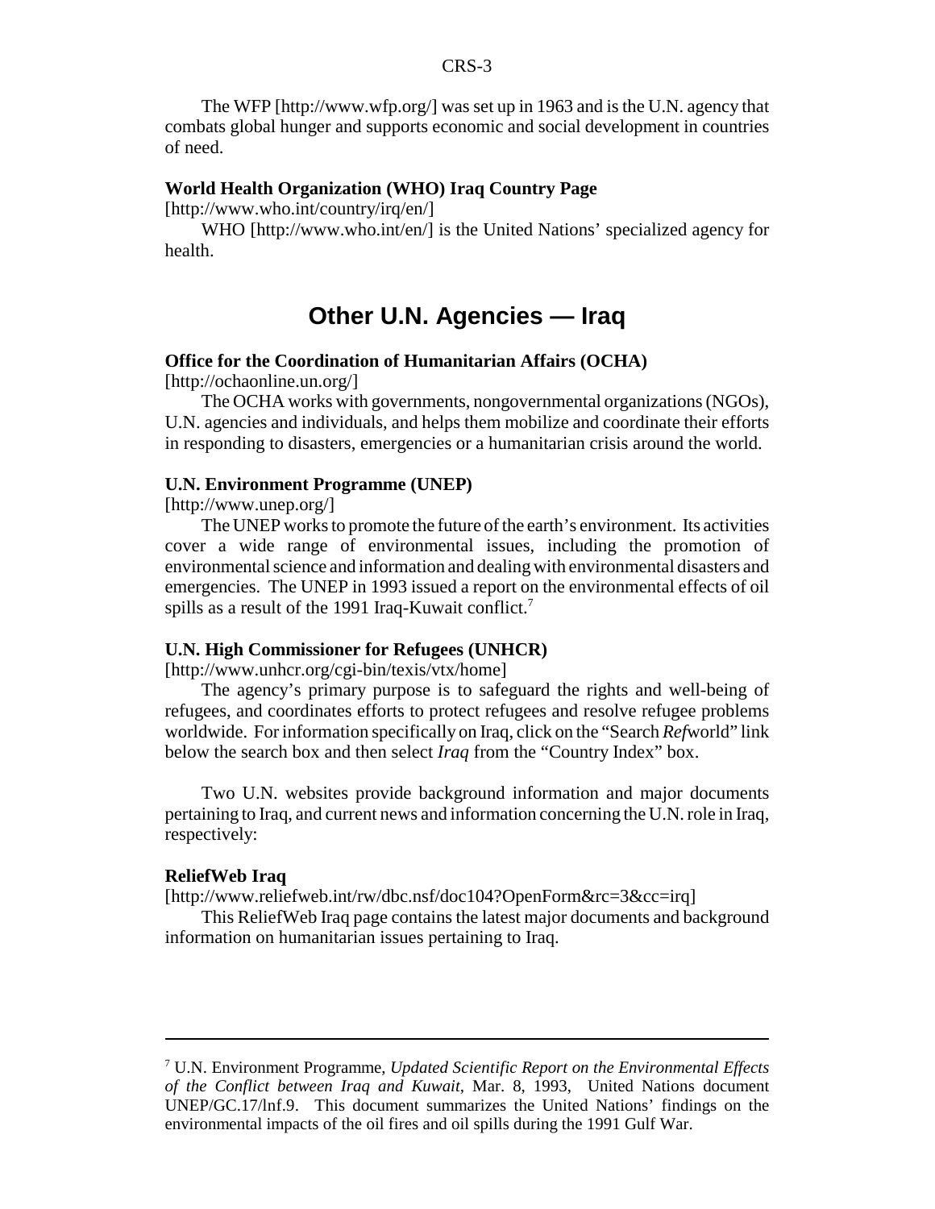The WFP [http://www.wfp.org/] was set up in 1963 and is the U.N. agency that combats global hunger and supports economic and social development in countries of need.

**World Health Organization (WHO) Iraq Country Page**
[http://www.who.int/country/irq/en/]

WHO [http://www.who.int/en/] is the United Nations' specialized agency for health.

## Other U.N. Agencies — Iraq

**Office for the Coordination of Humanitarian Affairs (OCHA)**
[http://ochaonline.un.org/]

The OCHA works with governments, nongovernmental organizations (NGOs), U.N. agencies and individuals, and helps them mobilize and coordinate their efforts in responding to disasters, emergencies or a humanitarian crisis around the world.

**U.N. Environment Programme (UNEP)**
[http://www.unep.org/]

The UNEP works to promote the future of the earth's environment. Its activities cover a wide range of environmental issues, including the promotion of environmental science and information and dealing with environmental disasters and emergencies. The UNEP in 1993 issued a report on the environmental effects of oil spills as a result of the 1991 Iraq-Kuwait conflict.[7]

**U.N. High Commissioner for Refugees (UNHCR)**
[http://www.unhcr.org/cgi-bin/texis/vtx/home]

The agency's primary purpose is to safeguard the rights and well-being of refugees, and coordinates efforts to protect refugees and resolve refugee problems worldwide. For information specifically on Iraq, click on the "Search *Ref*world" link below the search box and then select *Iraq* from the "Country Index" box.

Two U.N. websites provide background information and major documents pertaining to Iraq, and current news and information concerning the U.N. role in Iraq, respectively:

**ReliefWeb Iraq**
[http://www.reliefweb.int/rw/dbc.nsf/doc104?OpenForm&rc=3&cc=irq]

This ReliefWeb Iraq page contains the latest major documents and background information on humanitarian issues pertaining to Iraq.

---

[7] U.N. Environment Programme, *Updated Scientific Report on the Environmental Effects of the Conflict between Iraq and Kuwait*, Mar. 8, 1993, United Nations document UNEP/GC.17/lnf.9. This document summarizes the United Nations' findings on the environmental impacts of the oil fires and oil spills during the 1991 Gulf War.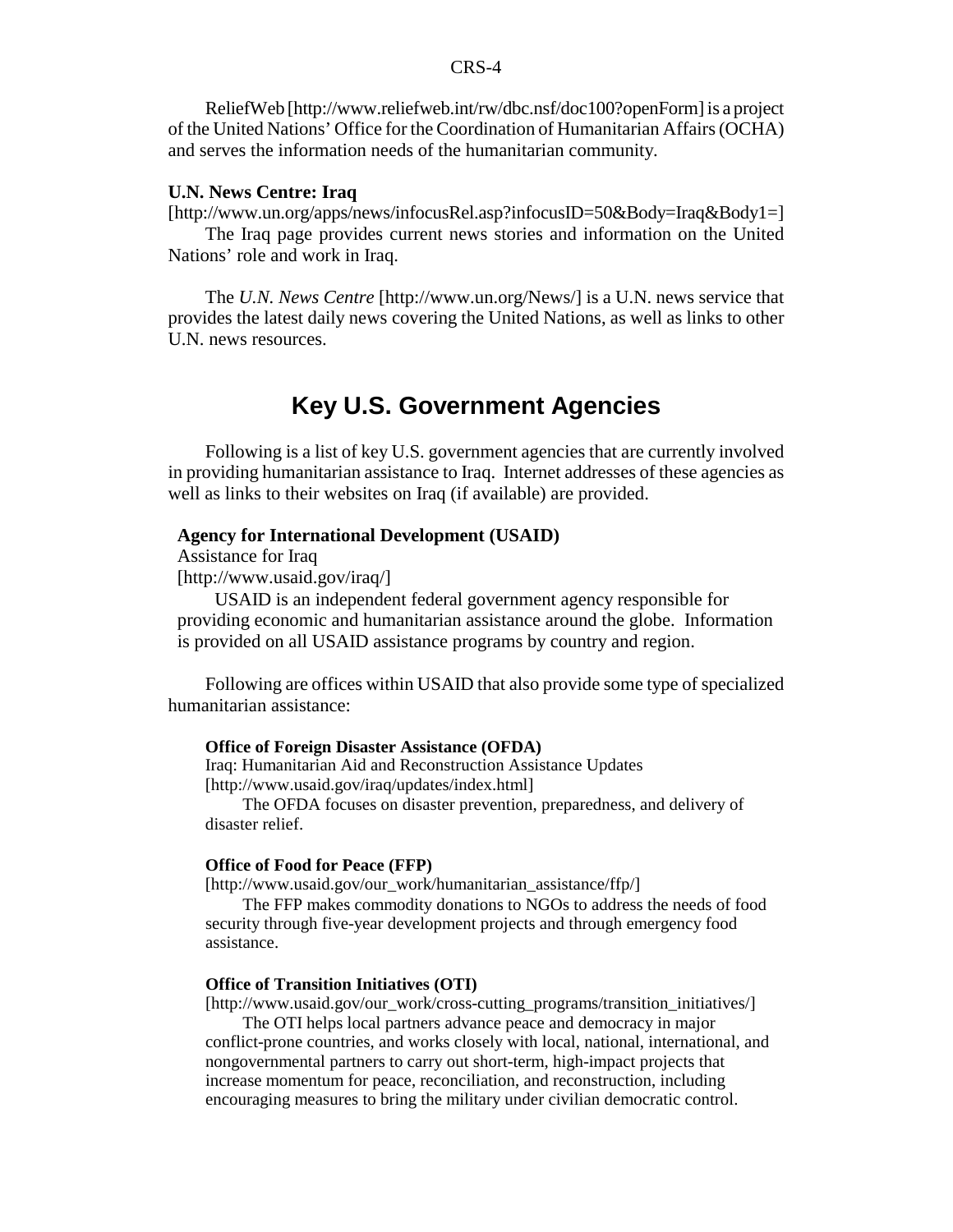ReliefWeb [http://www.reliefweb.int/rw/dbc.nsf/doc100?openForm] is a project of the United Nations' Office for the Coordination of Humanitarian Affairs (OCHA) and serves the information needs of the humanitarian community.

**U.N. News Centre: Iraq**
[http://www.un.org/apps/news/infocusRel.asp?infocusID=50&Body=Iraq&Body1=]
The Iraq page provides current news stories and information on the United Nations' role and work in Iraq.

The *U.N. News Centre* [http://www.un.org/News/] is a U.N. news service that provides the latest daily news covering the United Nations, as well as links to other U.N. news resources.

## Key U.S. Government Agencies

Following is a list of key U.S. government agencies that are currently involved in providing humanitarian assistance to Iraq. Internet addresses of these agencies as well as links to their websites on Iraq (if available) are provided.

**Agency for International Development (USAID)**
Assistance for Iraq
[http://www.usaid.gov/iraq/]
USAID is an independent federal government agency responsible for providing economic and humanitarian assistance around the globe. Information is provided on all USAID assistance programs by country and region.

Following are offices within USAID that also provide some type of specialized humanitarian assistance:

**Office of Foreign Disaster Assistance (OFDA)**
Iraq: Humanitarian Aid and Reconstruction Assistance Updates
[http://www.usaid.gov/iraq/updates/index.html]
The OFDA focuses on disaster prevention, preparedness, and delivery of disaster relief.

**Office of Food for Peace (FFP)**
[http://www.usaid.gov/our_work/humanitarian_assistance/ffp/]
The FFP makes commodity donations to NGOs to address the needs of food security through five-year development projects and through emergency food assistance.

**Office of Transition Initiatives (OTI)**
[http://www.usaid.gov/our_work/cross-cutting_programs/transition_initiatives/]
The OTI helps local partners advance peace and democracy in major conflict-prone countries, and works closely with local, national, international, and nongovernmental partners to carry out short-term, high-impact projects that increase momentum for peace, reconciliation, and reconstruction, including encouraging measures to bring the military under civilian democratic control.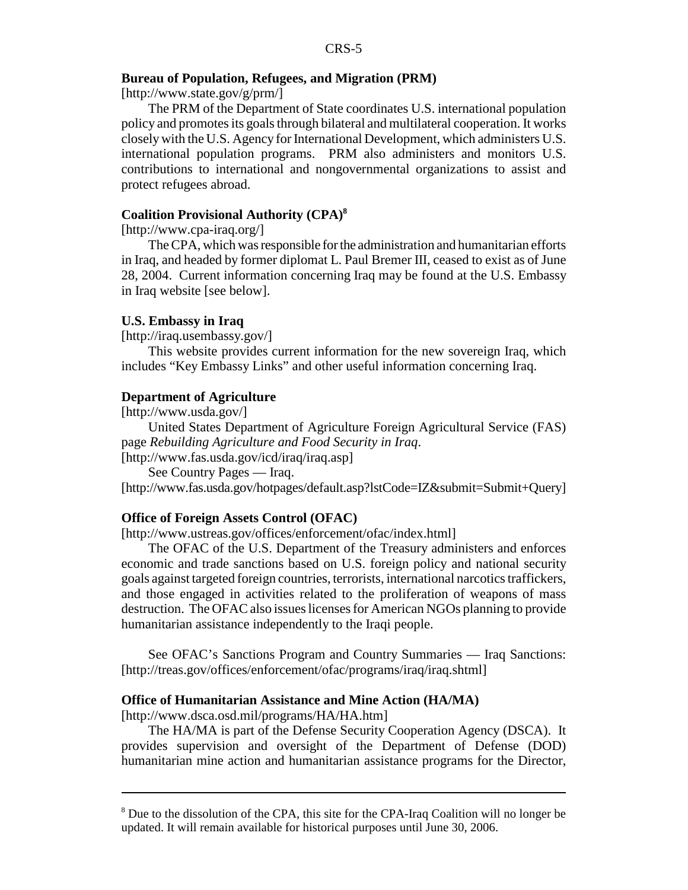**Bureau of Population, Refugees, and Migration (PRM)**

[http://www.state.gov/g/prm/]

The PRM of the Department of State coordinates U.S. international population policy and promotes its goals through bilateral and multilateral cooperation. It works closely with the U.S. Agency for International Development, which administers U.S. international population programs. PRM also administers and monitors U.S. contributions to international and nongovernmental organizations to assist and protect refugees abroad.

**Coalition Provisional Authority (CPA)[8]**

[http://www.cpa-iraq.org/]

The CPA, which was responsible for the administration and humanitarian efforts in Iraq, and headed by former diplomat L. Paul Bremer III, ceased to exist as of June 28, 2004. Current information concerning Iraq may be found at the U.S. Embassy in Iraq website [see below].

**U.S. Embassy in Iraq**

[http://iraq.usembassy.gov/]

This website provides current information for the new sovereign Iraq, which includes "Key Embassy Links" and other useful information concerning Iraq.

**Department of Agriculture**

[http://www.usda.gov/]

United States Department of Agriculture Foreign Agricultural Service (FAS) page *Rebuilding Agriculture and Food Security in Iraq*.

[http://www.fas.usda.gov/icd/iraq/iraq.asp]

See Country Pages — Iraq.

[http://www.fas.usda.gov/hotpages/default.asp?lstCode=IZ&submit=Submit+Query]

**Office of Foreign Assets Control (OFAC)**

[http://www.ustreas.gov/offices/enforcement/ofac/index.html]

The OFAC of the U.S. Department of the Treasury administers and enforces economic and trade sanctions based on U.S. foreign policy and national security goals against targeted foreign countries, terrorists, international narcotics traffickers, and those engaged in activities related to the proliferation of weapons of mass destruction. The OFAC also issues licenses for American NGOs planning to provide humanitarian assistance independently to the Iraqi people.

See OFAC's Sanctions Program and Country Summaries — Iraq Sanctions: [http://treas.gov/offices/enforcement/ofac/programs/iraq/iraq.shtml]

**Office of Humanitarian Assistance and Mine Action (HA/MA)**

[http://www.dsca.osd.mil/programs/HA/HA.htm]

The HA/MA is part of the Defense Security Cooperation Agency (DSCA). It provides supervision and oversight of the Department of Defense (DOD) humanitarian mine action and humanitarian assistance programs for the Director,

---

[8] Due to the dissolution of the CPA, this site for the CPA-Iraq Coalition will no longer be updated. It will remain available for historical purposes until June 30, 2006.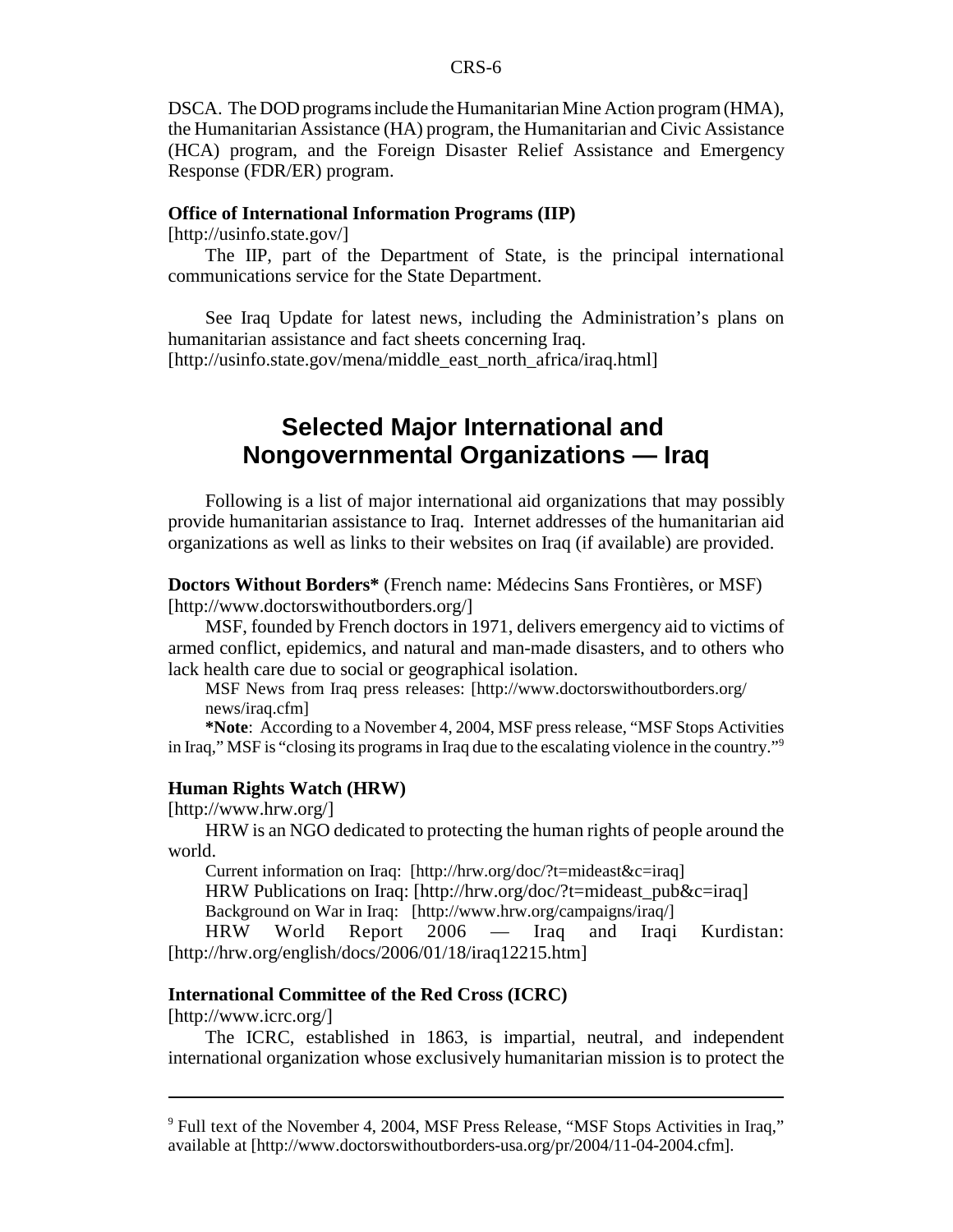DSCA. The DOD programs include the Humanitarian Mine Action program (HMA), the Humanitarian Assistance (HA) program, the Humanitarian and Civic Assistance (HCA) program, and the Foreign Disaster Relief Assistance and Emergency Response (FDR/ER) program.

**Office of International Information Programs (IIP)**
[http://usinfo.state.gov/]

The IIP, part of the Department of State, is the principal international communications service for the State Department.

See Iraq Update for latest news, including the Administration's plans on humanitarian assistance and fact sheets concerning Iraq.
[http://usinfo.state.gov/mena/middle_east_north_africa/iraq.html]

## Selected Major International and Nongovernmental Organizations — Iraq

Following is a list of major international aid organizations that may possibly provide humanitarian assistance to Iraq. Internet addresses of the humanitarian aid organizations as well as links to their websites on Iraq (if available) are provided.

**Doctors Without Borders*** (French name: Médecins Sans Frontières, or MSF)
[http://www.doctorswithoutborders.org/]

MSF, founded by French doctors in 1971, delivers emergency aid to victims of armed conflict, epidemics, and natural and man-made disasters, and to others who lack health care due to social or geographical isolation.

MSF News from Iraq press releases: [http://www.doctorswithoutborders.org/news/iraq.cfm]

***Note**: According to a November 4, 2004, MSF press release, "MSF Stops Activities in Iraq," MSF is "closing its programs in Iraq due to the escalating violence in the country."[9]

**Human Rights Watch (HRW)**
[http://www.hrw.org/]

HRW is an NGO dedicated to protecting the human rights of people around the world.

Current information on Iraq: [http://hrw.org/doc/?t=mideast&c=iraq]

HRW Publications on Iraq: [http://hrw.org/doc/?t=mideast_pub&c=iraq]

Background on War in Iraq: [http://www.hrw.org/campaigns/iraq/]

HRW World Report 2006 — Iraq and Iraqi Kurdistan: [http://hrw.org/english/docs/2006/01/18/iraq12215.htm]

**International Committee of the Red Cross (ICRC)**
[http://www.icrc.org/]

The ICRC, established in 1863, is impartial, neutral, and independent international organization whose exclusively humanitarian mission is to protect the

---

[9] Full text of the November 4, 2004, MSF Press Release, "MSF Stops Activities in Iraq," available at [http://www.doctorswithoutborders-usa.org/pr/2004/11-04-2004.cfm].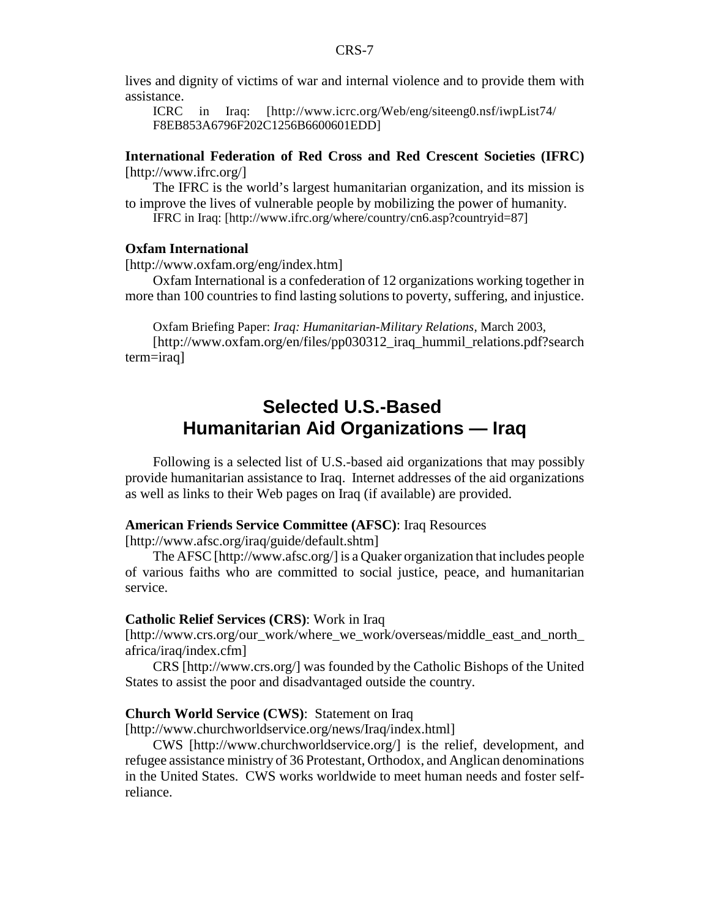lives and dignity of victims of war and internal violence and to provide them with assistance.

ICRC in Iraq: [http://www.icrc.org/Web/eng/siteeng0.nsf/iwpList74/F8EB853A6796F202C1256B6600601EDD]

**International Federation of Red Cross and Red Crescent Societies (IFRC)** [http://www.ifrc.org/]

The IFRC is the world's largest humanitarian organization, and its mission is to improve the lives of vulnerable people by mobilizing the power of humanity.

IFRC in Iraq: [http://www.ifrc.org/where/country/cn6.asp?countryid=87]

**Oxfam International**
[http://www.oxfam.org/eng/index.htm]

Oxfam International is a confederation of 12 organizations working together in more than 100 countries to find lasting solutions to poverty, suffering, and injustice.

Oxfam Briefing Paper: *Iraq: Humanitarian-Military Relations*, March 2003, [http://www.oxfam.org/en/files/pp030312_iraq_hummil_relations.pdf?searchterm=iraq]

## Selected U.S.-Based Humanitarian Aid Organizations — Iraq

Following is a selected list of U.S.-based aid organizations that may possibly provide humanitarian assistance to Iraq. Internet addresses of the aid organizations as well as links to their Web pages on Iraq (if available) are provided.

**American Friends Service Committee (AFSC)**: Iraq Resources
[http://www.afsc.org/iraq/guide/default.shtm]

The AFSC [http://www.afsc.org/] is a Quaker organization that includes people of various faiths who are committed to social justice, peace, and humanitarian service.

**Catholic Relief Services (CRS)**: Work in Iraq
[http://www.crs.org/our_work/where_we_work/overseas/middle_east_and_north_africa/iraq/index.cfm]

CRS [http://www.crs.org/] was founded by the Catholic Bishops of the United States to assist the poor and disadvantaged outside the country.

**Church World Service (CWS)**: Statement on Iraq
[http://www.churchworldservice.org/news/Iraq/index.html]

CWS [http://www.churchworldservice.org/] is the relief, development, and refugee assistance ministry of 36 Protestant, Orthodox, and Anglican denominations in the United States. CWS works worldwide to meet human needs and foster self-reliance.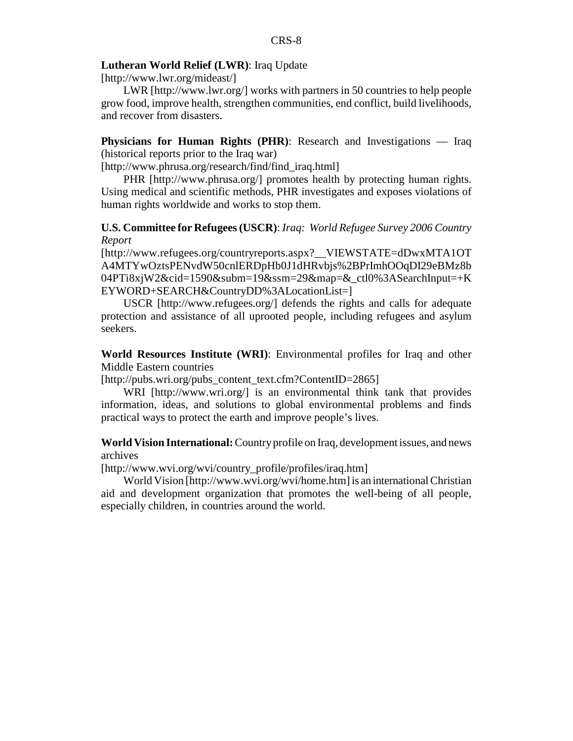**Lutheran World Relief (LWR)**: Iraq Update
[http://www.lwr.org/mideast/]

LWR [http://www.lwr.org/] works with partners in 50 countries to help people grow food, improve health, strengthen communities, end conflict, build livelihoods, and recover from disasters.

**Physicians for Human Rights (PHR)**: Research and Investigations — Iraq (historical reports prior to the Iraq war)
[http://www.phrusa.org/research/find/find_iraq.html]

PHR [http://www.phrusa.org/] promotes health by protecting human rights. Using medical and scientific methods, PHR investigates and exposes violations of human rights worldwide and works to stop them.

**U.S. Committee for Refugees (USCR)**: *Iraq: World Refugee Survey 2006 Country Report*
[http://www.refugees.org/countryreports.aspx?__VIEWSTATE=dDwxMTA1OTA4MTYwOztsPENvdW50cnlERDpHb0J1dHRvbjs%2BPrImhOOqDI29eBMz8b04PTi8xjW2&cid=1590&subm=19&ssm=29&map=&_ctl0%3ASearchInput=+KEYWORD+SEARCH&CountryDD%3ALocationList=]

USCR [http://www.refugees.org/] defends the rights and calls for adequate protection and assistance of all uprooted people, including refugees and asylum seekers.

**World Resources Institute (WRI)**: Environmental profiles for Iraq and other Middle Eastern countries
[http://pubs.wri.org/pubs_content_text.cfm?ContentID=2865]

WRI [http://www.wri.org/] is an environmental think tank that provides information, ideas, and solutions to global environmental problems and finds practical ways to protect the earth and improve people's lives.

**World Vision International:** Country profile on Iraq, development issues, and news archives
[http://www.wvi.org/wvi/country_profile/profiles/iraq.htm]

World Vision [http://www.wvi.org/wvi/home.htm] is an international Christian aid and development organization that promotes the well-being of all people, especially children, in countries around the world.